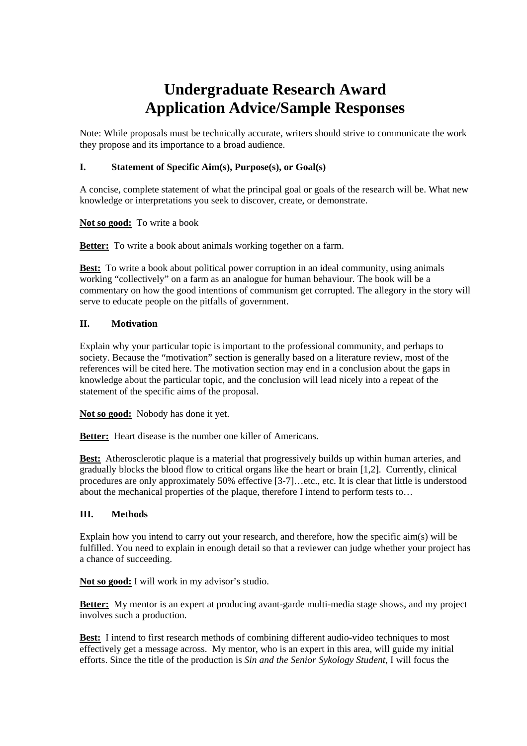# Undergraduate Research Award
# Application Advice/Sample Responses

Note: While proposals must be technically accurate, writers should strive to communicate the work they propose and its importance to a broad audience.

## I. Statement of Specific Aim(s), Purpose(s), or Goal(s)

A concise, complete statement of what the principal goal or goals of the research will be. What new knowledge or interpretations you seek to discover, create, or demonstrate.

**Not so good:** To write a book

**Better:** To write a book about animals working together on a farm.

**Best:** To write a book about political power corruption in an ideal community, using animals working "collectively" on a farm as an analogue for human behaviour. The book will be a commentary on how the good intentions of communism get corrupted. The allegory in the story will serve to educate people on the pitfalls of government.

## II. Motivation

Explain why your particular topic is important to the professional community, and perhaps to society. Because the "motivation" section is generally based on a literature review, most of the references will be cited here. The motivation section may end in a conclusion about the gaps in knowledge about the particular topic, and the conclusion will lead nicely into a repeat of the statement of the specific aims of the proposal.

**Not so good:** Nobody has done it yet.

**Better:** Heart disease is the number one killer of Americans.

**Best:** Atherosclerotic plaque is a material that progressively builds up within human arteries, and gradually blocks the blood flow to critical organs like the heart or brain [1,2]. Currently, clinical procedures are only approximately 50% effective [3-7]…etc., etc. It is clear that little is understood about the mechanical properties of the plaque, therefore I intend to perform tests to…

## III. Methods

Explain how you intend to carry out your research, and therefore, how the specific aim(s) will be fulfilled. You need to explain in enough detail so that a reviewer can judge whether your project has a chance of succeeding.

**Not so good:** I will work in my advisor's studio.

**Better:** My mentor is an expert at producing avant-garde multi-media stage shows, and my project involves such a production.

**Best:** I intend to first research methods of combining different audio-video techniques to most effectively get a message across. My mentor, who is an expert in this area, will guide my initial efforts. Since the title of the production is *Sin and the Senior Sykology Student*, I will focus the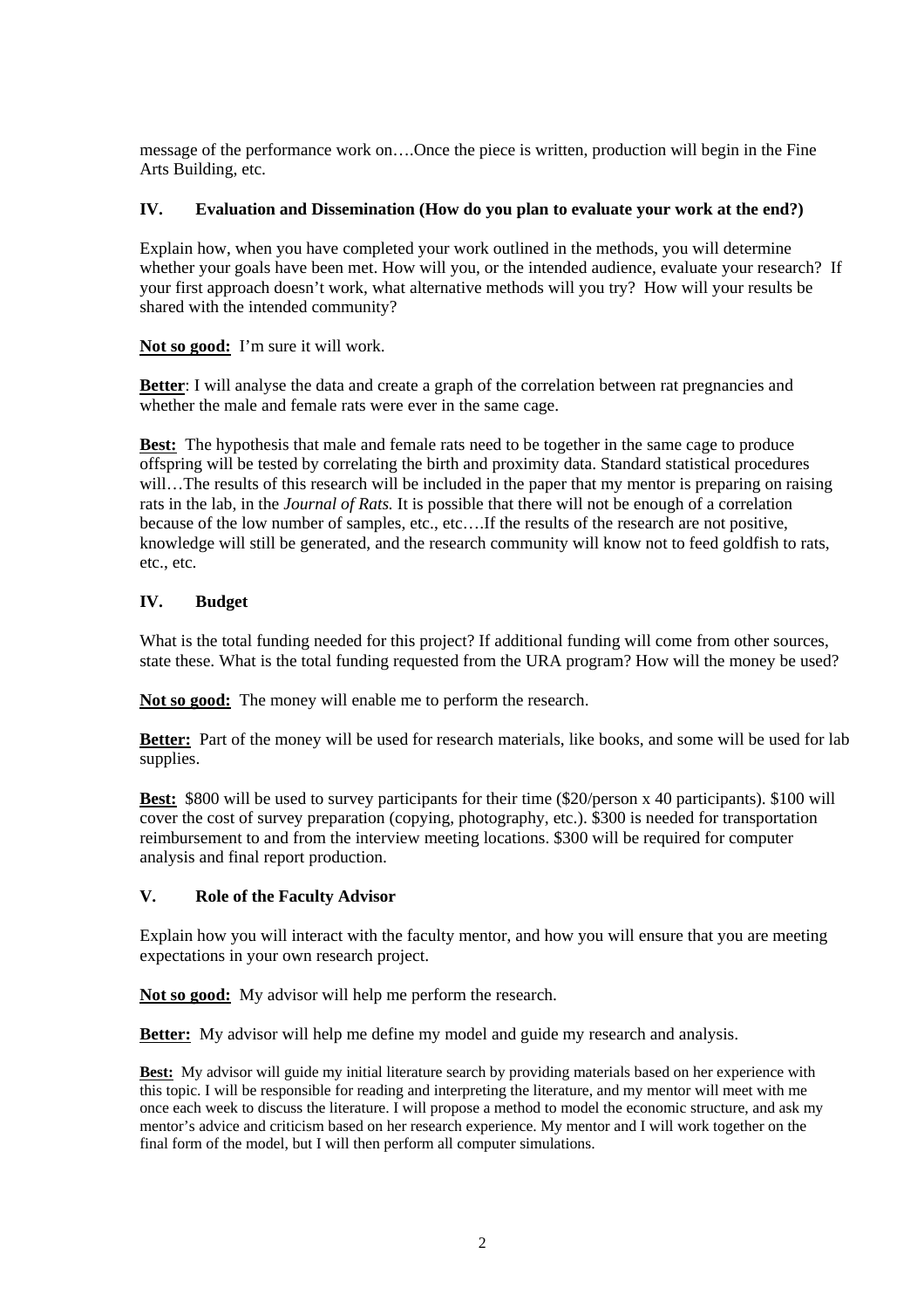message of the performance work on….Once the piece is written, production will begin in the Fine Arts Building, etc.

## IV. Evaluation and Dissemination (How do you plan to evaluate your work at the end?)

Explain how, when you have completed your work outlined in the methods, you will determine whether your goals have been met. How will you, or the intended audience, evaluate your research? If your first approach doesn't work, what alternative methods will you try? How will your results be shared with the intended community?

**Not so good:** I'm sure it will work.

**Better**: I will analyse the data and create a graph of the correlation between rat pregnancies and whether the male and female rats were ever in the same cage.

**Best:** The hypothesis that male and female rats need to be together in the same cage to produce offspring will be tested by correlating the birth and proximity data. Standard statistical procedures will…The results of this research will be included in the paper that my mentor is preparing on raising rats in the lab, in the *Journal of Rats.* It is possible that there will not be enough of a correlation because of the low number of samples, etc., etc….If the results of the research are not positive, knowledge will still be generated, and the research community will know not to feed goldfish to rats, etc., etc.

## IV. Budget

What is the total funding needed for this project? If additional funding will come from other sources, state these. What is the total funding requested from the URA program? How will the money be used?

**Not so good:** The money will enable me to perform the research.

**Better:** Part of the money will be used for research materials, like books, and some will be used for lab supplies.

**Best:** $800 will be used to survey participants for their time ($20/person x 40 participants). $100 will cover the cost of survey preparation (copying, photography, etc.). $300 is needed for transportation reimbursement to and from the interview meeting locations. $300 will be required for computer analysis and final report production.

## V. Role of the Faculty Advisor

Explain how you will interact with the faculty mentor, and how you will ensure that you are meeting expectations in your own research project.

**Not so good:** My advisor will help me perform the research.

**Better:** My advisor will help me define my model and guide my research and analysis.

**Best:** My advisor will guide my initial literature search by providing materials based on her experience with this topic. I will be responsible for reading and interpreting the literature, and my mentor will meet with me once each week to discuss the literature. I will propose a method to model the economic structure, and ask my mentor's advice and criticism based on her research experience. My mentor and I will work together on the final form of the model, but I will then perform all computer simulations.